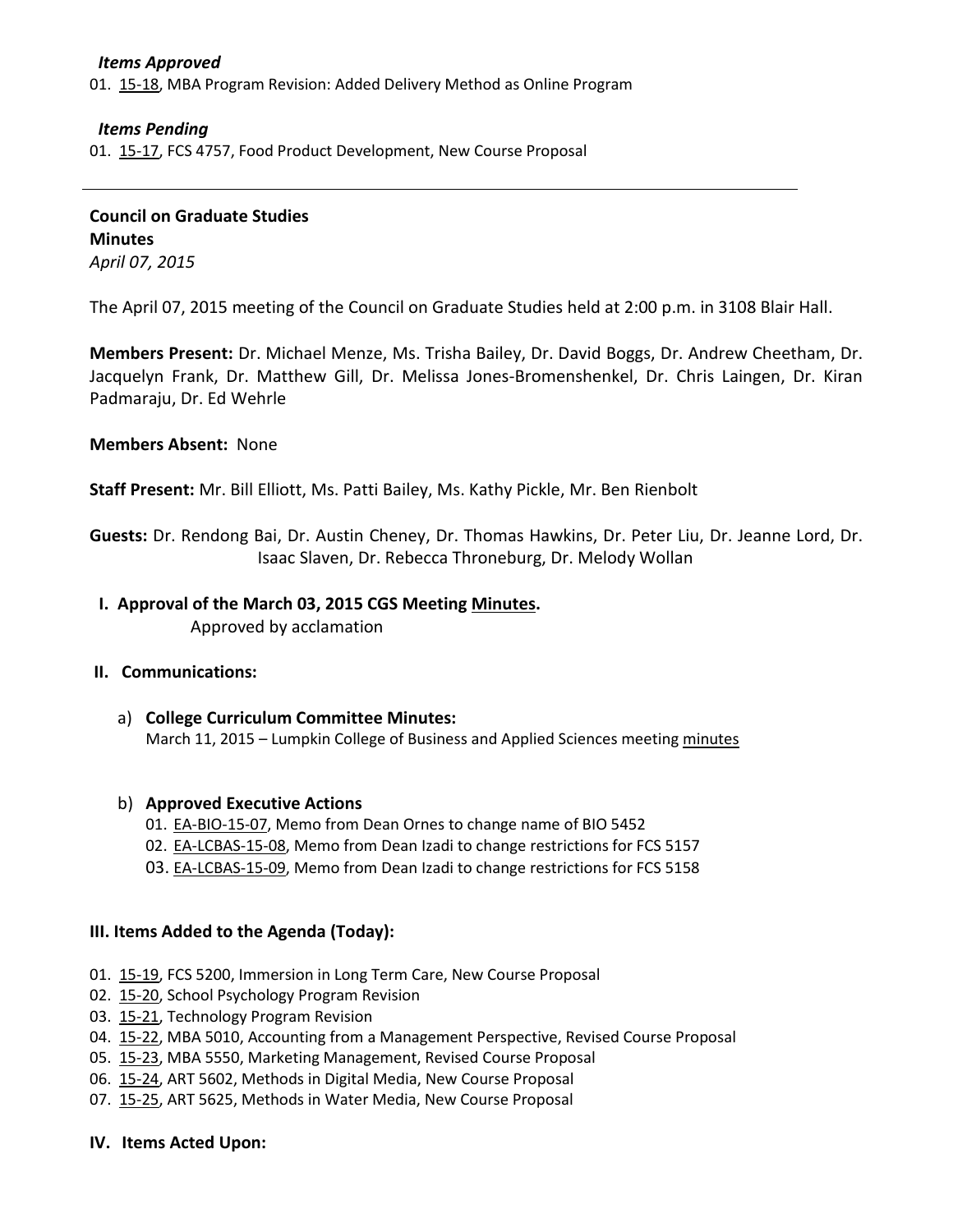*Items Approved*

01. 15-18, MBA Program Revision: Added Delivery Method as Online Program

*Items Pending*

01. 15-17, FCS 4757, Food Product Development, New Course Proposal

---

**Council on Graduate Studies**
**Minutes**
*April 07, 2015*

The April 07, 2015 meeting of the Council on Graduate Studies held at 2:00 p.m. in 3108 Blair Hall.

**Members Present:** Dr. Michael Menze, Ms. Trisha Bailey, Dr. David Boggs, Dr. Andrew Cheetham, Dr. Jacquelyn Frank, Dr. Matthew Gill, Dr. Melissa Jones-Bromenshenkel, Dr. Chris Laingen, Dr. Kiran Padmaraju, Dr. Ed Wehrle

**Members Absent:** None

**Staff Present:** Mr. Bill Elliott, Ms. Patti Bailey, Ms. Kathy Pickle, Mr. Ben Rienbolt

**Guests:** Dr. Rendong Bai, Dr. Austin Cheney, Dr. Thomas Hawkins, Dr. Peter Liu, Dr. Jeanne Lord, Dr. Isaac Slaven, Dr. Rebecca Throneburg, Dr. Melody Wollan

## I. Approval of the March 03, 2015 CGS Meeting Minutes.

Approved by acclamation

## II. Communications:

a) **College Curriculum Committee Minutes:**
March 11, 2015 – Lumpkin College of Business and Applied Sciences meeting minutes

b) **Approved Executive Actions**

01. EA-BIO-15-07, Memo from Dean Ornes to change name of BIO 5452
02. EA-LCBAS-15-08, Memo from Dean Izadi to change restrictions for FCS 5157
03. EA-LCBAS-15-09, Memo from Dean Izadi to change restrictions for FCS 5158

## III. Items Added to the Agenda (Today):

01. 15-19, FCS 5200, Immersion in Long Term Care, New Course Proposal
02. 15-20, School Psychology Program Revision
03. 15-21, Technology Program Revision
04. 15-22, MBA 5010, Accounting from a Management Perspective, Revised Course Proposal
05. 15-23, MBA 5550, Marketing Management, Revised Course Proposal
06. 15-24, ART 5602, Methods in Digital Media, New Course Proposal
07. 15-25, ART 5625, Methods in Water Media, New Course Proposal

## IV. Items Acted Upon: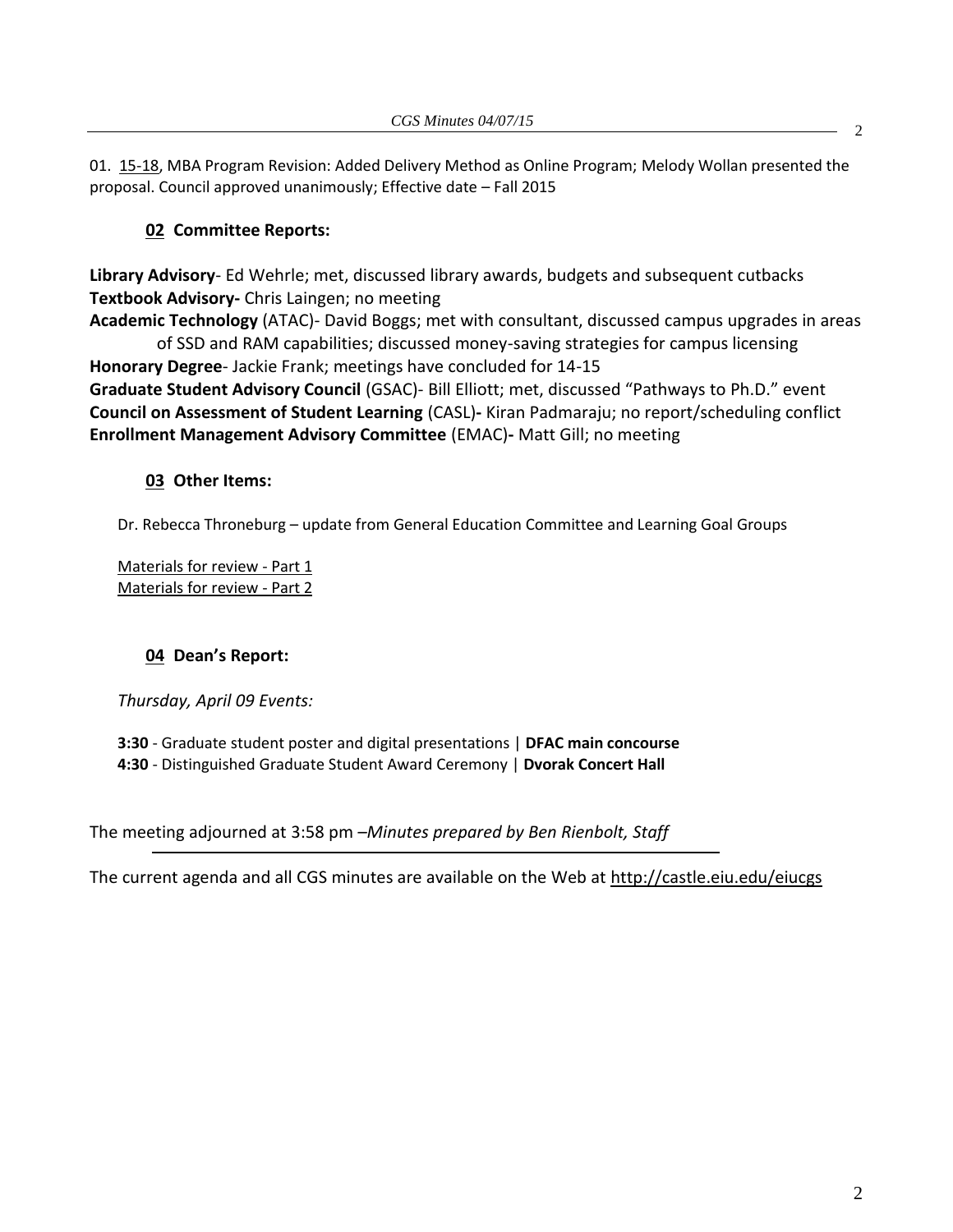01. 15-18, MBA Program Revision: Added Delivery Method as Online Program; Melody Wollan presented the proposal. Council approved unanimously; Effective date – Fall 2015

### 02 Committee Reports:

**Library Advisory**- Ed Wehrle; met, discussed library awards, budgets and subsequent cutbacks
**Textbook Advisory-** Chris Laingen; no meeting
**Academic Technology** (ATAC)- David Boggs; met with consultant, discussed campus upgrades in areas of SSD and RAM capabilities; discussed money-saving strategies for campus licensing
**Honorary Degree**- Jackie Frank; meetings have concluded for 14-15
**Graduate Student Advisory Council** (GSAC)- Bill Elliott; met, discussed "Pathways to Ph.D." event
**Council on Assessment of Student Learning** (CASL)**-** Kiran Padmaraju; no report/scheduling conflict
**Enrollment Management Advisory Committee** (EMAC)**-** Matt Gill; no meeting

### 03 Other Items:

Dr. Rebecca Throneburg – update from General Education Committee and Learning Goal Groups

Materials for review - Part 1
Materials for review - Part 2

### 04 Dean's Report:

*Thursday, April 09 Events:*

**3:30** - Graduate student poster and digital presentations | **DFAC main concourse**
**4:30** - Distinguished Graduate Student Award Ceremony | **Dvorak Concert Hall**

The meeting adjourned at 3:58 pm –*Minutes prepared by Ben Rienbolt, Staff*

The current agenda and all CGS minutes are available on the Web at http://castle.eiu.edu/eiucgs